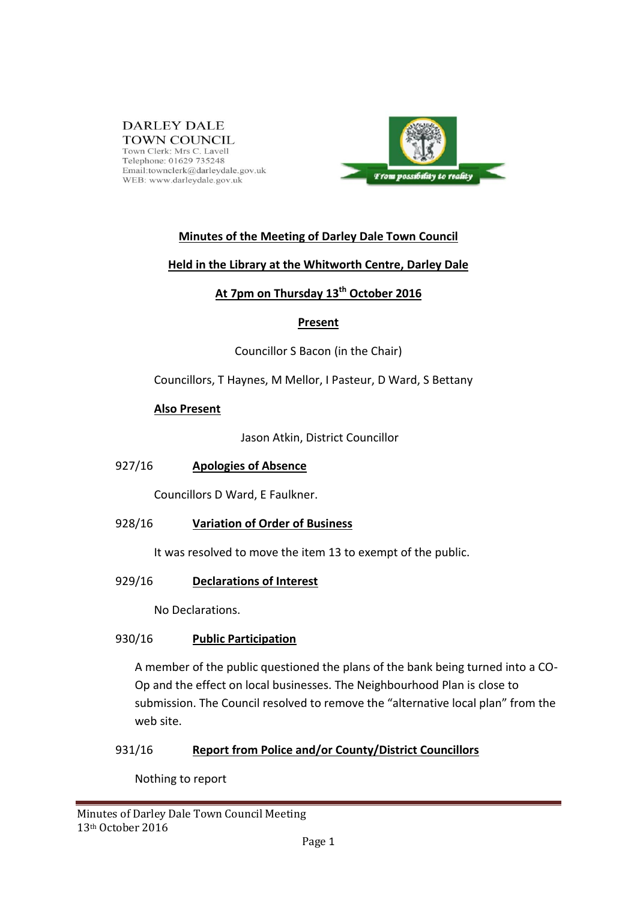DARLEY DALE
TOWN COUNCIL
Town Clerk: Mrs C. Lavell
Telephone: 01629 735248
Email:townclerk@darleydale.gov.uk
WEB: www.darleydale.gov.uk

*From possibility to reality*

# Minutes of the Meeting of Darley Dale Town Council

## Held in the Library at the Whitworth Centre, Darley Dale

## At 7pm on Thursday 13th October 2016

### Present

Councillor S Bacon (in the Chair)

Councillors, T Haynes, M Mellor, I Pasteur, D Ward, S Bettany

### Also Present

Jason Atkin, District Councillor

### 927/16 Apologies of Absence

Councillors D Ward, E Faulkner.

### 928/16 Variation of Order of Business

It was resolved to move the item 13 to exempt of the public.

### 929/16 Declarations of Interest

No Declarations.

### 930/16 Public Participation

A member of the public questioned the plans of the bank being turned into a CO-Op and the effect on local businesses. The Neighbourhood Plan is close to submission. The Council resolved to remove the "alternative local plan" from the web site.

### 931/16 Report from Police and/or County/District Councillors

Nothing to report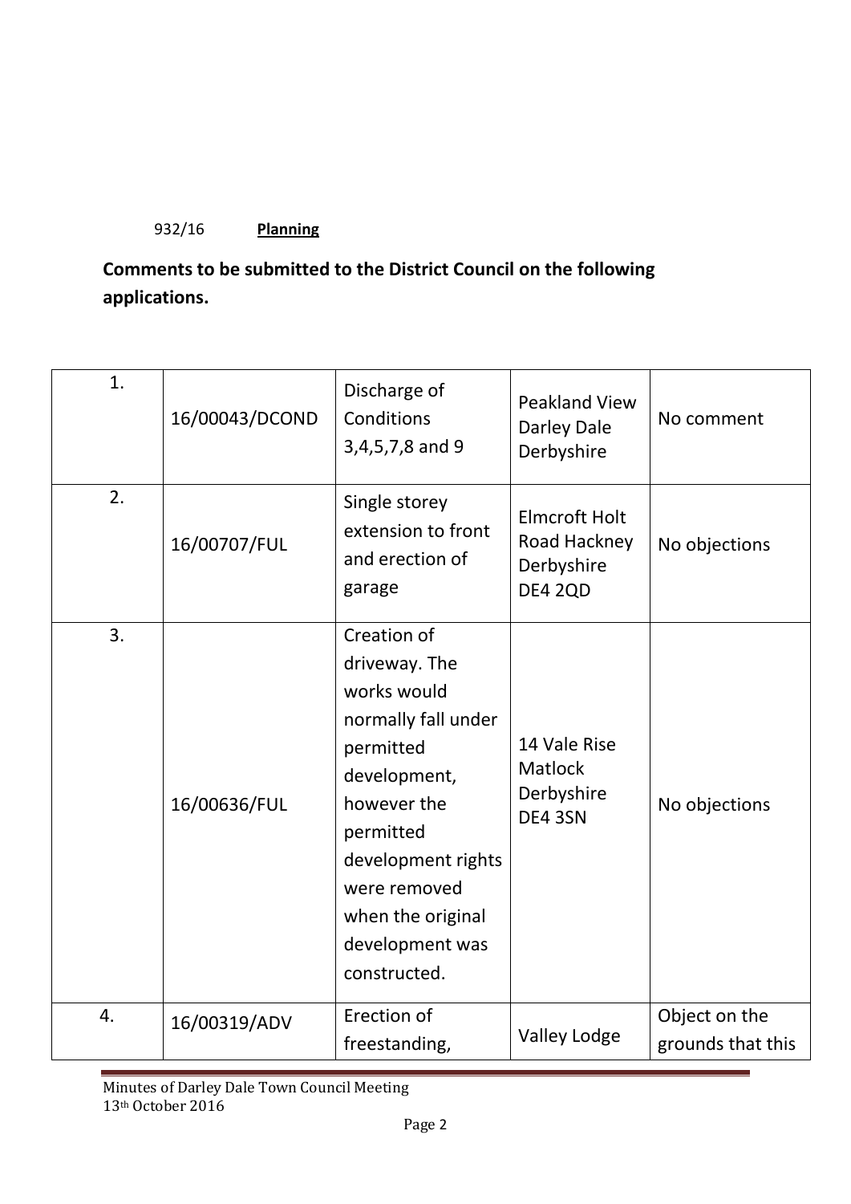932/16 **Planning**

**Comments to be submitted to the District Council on the following applications.**

| | | | | |
|---|---|---|---|---|
| 1. | 16/00043/DCOND | Discharge of Conditions 3,4,5,7,8 and 9 | Peakland View Darley Dale Derbyshire | No comment |
| 2. | 16/00707/FUL | Single storey extension to front and erection of garage | Elmcroft Holt Road Hackney Derbyshire DE4 2QD | No objections |
| 3. | 16/00636/FUL | Creation of driveway. The works would normally fall under permitted development, however the permitted development rights were removed when the original development was constructed. | 14 Vale Rise Matlock Derbyshire DE4 3SN | No objections |
| 4. | 16/00319/ADV | Erection of freestanding, | Valley Lodge | Object on the grounds that this |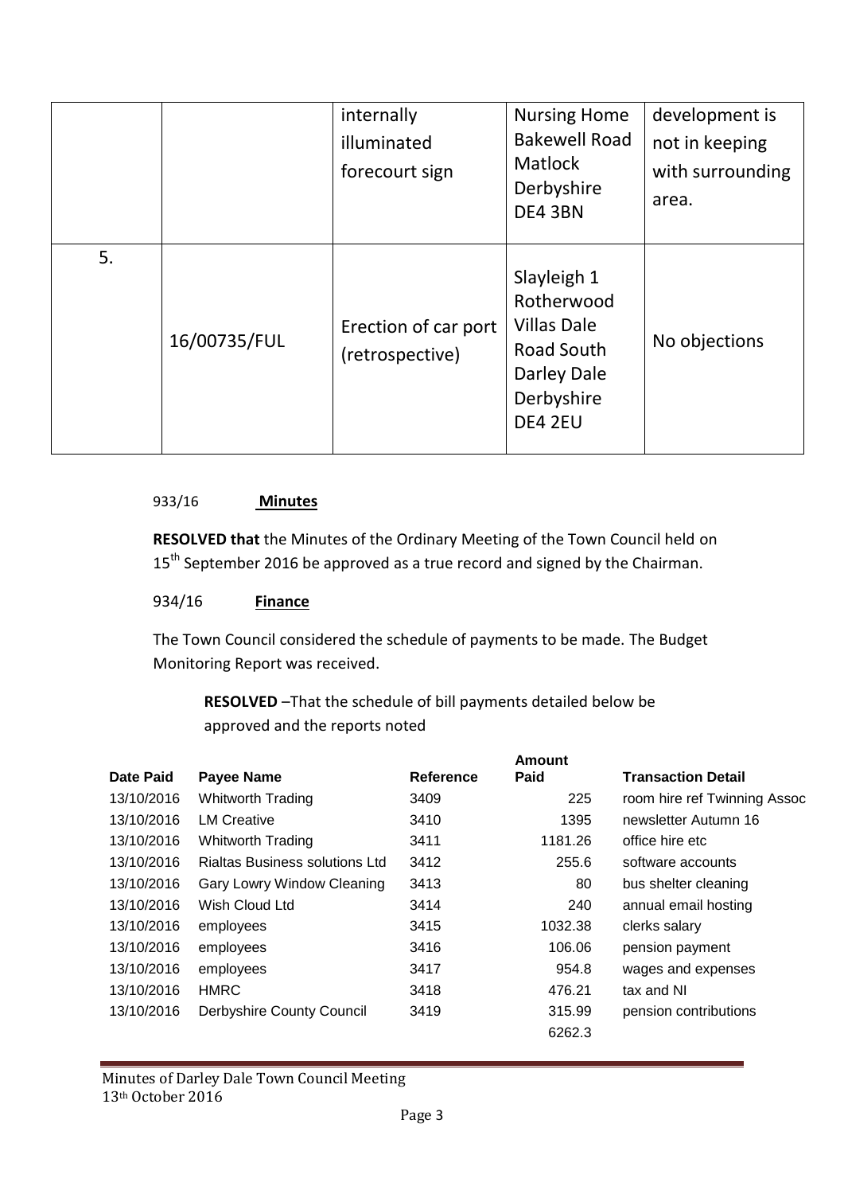| | | internally illuminated forecourt sign | Nursing Home Bakewell Road Matlock Derbyshire DE4 3BN | development is not in keeping with surrounding area. |
|---|---|---|---|---|
| 5. | 16/00735/FUL | Erection of car port (retrospective) | Slayleigh 1 Rotherwood Villas Dale Road South Darley Dale Derbyshire DE4 2EU | No objections |

933/16 **Minutes**

**RESOLVED that** the Minutes of the Ordinary Meeting of the Town Council held on 15th September 2016 be approved as a true record and signed by the Chairman.

934/16 **Finance**

The Town Council considered the schedule of payments to be made. The Budget Monitoring Report was received.

**RESOLVED** –That the schedule of bill payments detailed below be approved and the reports noted

| Date Paid | Payee Name | Reference | Amount Paid | Transaction Detail |
|---|---|---|---|---|
| 13/10/2016 | Whitworth Trading | 3409 | 225 | room hire ref Twinning Assoc |
| 13/10/2016 | LM Creative | 3410 | 1395 | newsletter Autumn 16 |
| 13/10/2016 | Whitworth Trading | 3411 | 1181.26 | office hire etc |
| 13/10/2016 | Rialtas Business solutions Ltd | 3412 | 255.6 | software accounts |
| 13/10/2016 | Gary Lowry Window Cleaning | 3413 | 80 | bus shelter cleaning |
| 13/10/2016 | Wish Cloud Ltd | 3414 | 240 | annual email hosting |
| 13/10/2016 | employees | 3415 | 1032.38 | clerks salary |
| 13/10/2016 | employees | 3416 | 106.06 | pension payment |
| 13/10/2016 | employees | 3417 | 954.8 | wages and expenses |
| 13/10/2016 | HMRC | 3418 | 476.21 | tax and NI |
| 13/10/2016 | Derbyshire County Council | 3419 | 315.99 | pension contributions |
| | | | 6262.3 | |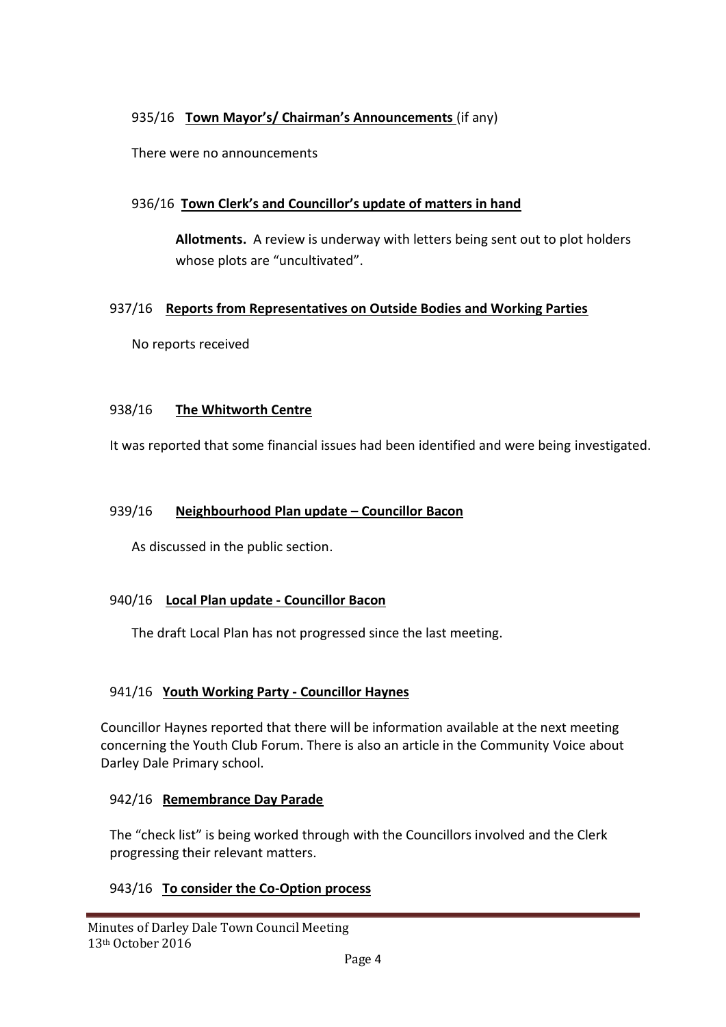935/16 **Town Mayor's/ Chairman's Announcements** (if any)

There were no announcements

936/16 **Town Clerk's and Councillor's update of matters in hand**

**Allotments.** A review is underway with letters being sent out to plot holders whose plots are "uncultivated".

937/16 **Reports from Representatives on Outside Bodies and Working Parties**

No reports received

938/16 **The Whitworth Centre**

It was reported that some financial issues had been identified and were being investigated.

939/16 **Neighbourhood Plan update – Councillor Bacon**

As discussed in the public section.

940/16 **Local Plan update - Councillor Bacon**

The draft Local Plan has not progressed since the last meeting.

941/16 **Youth Working Party - Councillor Haynes**

Councillor Haynes reported that there will be information available at the next meeting concerning the Youth Club Forum. There is also an article in the Community Voice about Darley Dale Primary school.

942/16 **Remembrance Day Parade**

The "check list" is being worked through with the Councillors involved and the Clerk progressing their relevant matters.

943/16 **To consider the Co-Option process**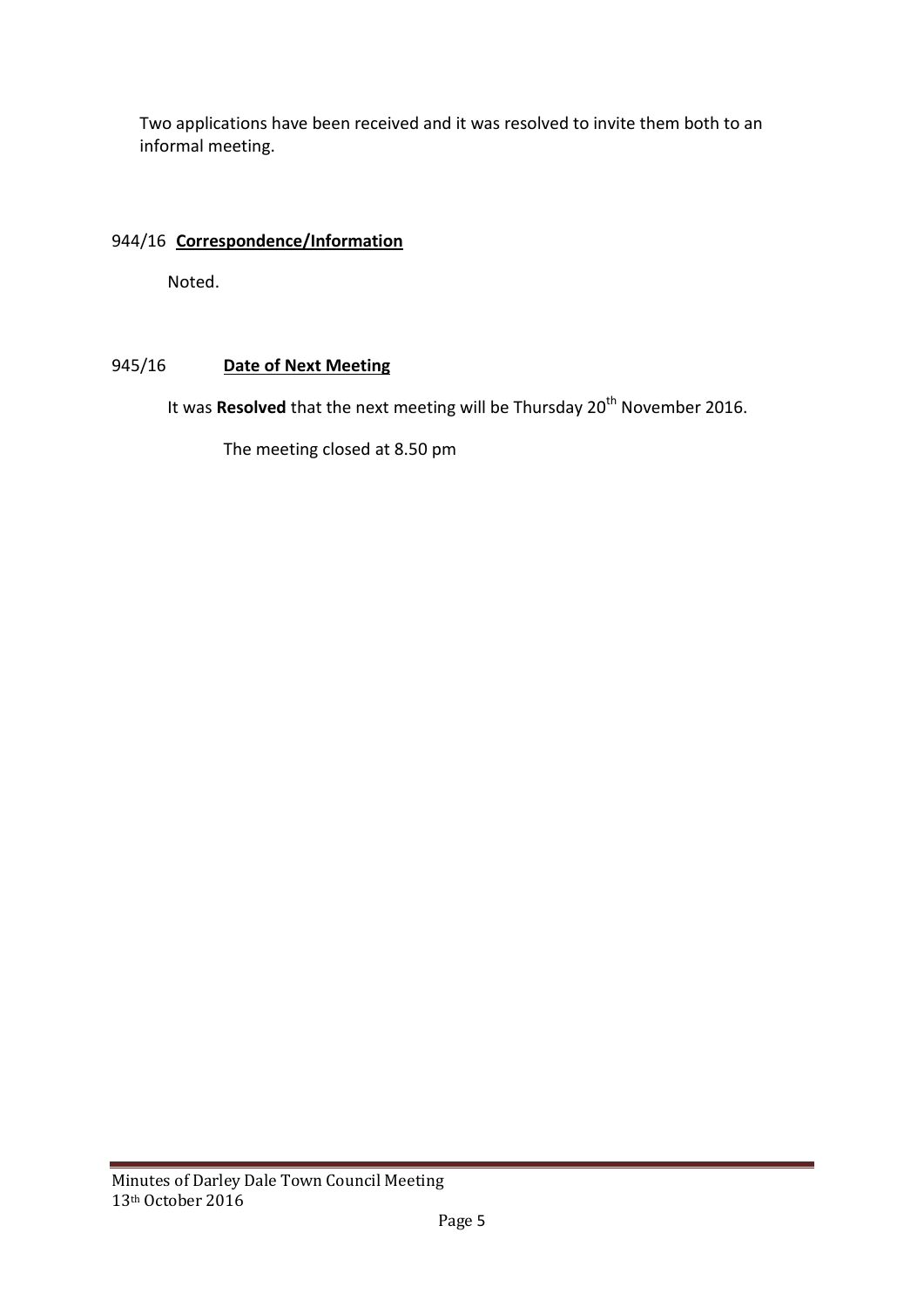Two applications have been received and it was resolved to invite them both to an informal meeting.

944/16 **Correspondence/Information**

Noted.

945/16 **Date of Next Meeting**

It was **Resolved** that the next meeting will be Thursday 20th November 2016.

The meeting closed at 8.50 pm